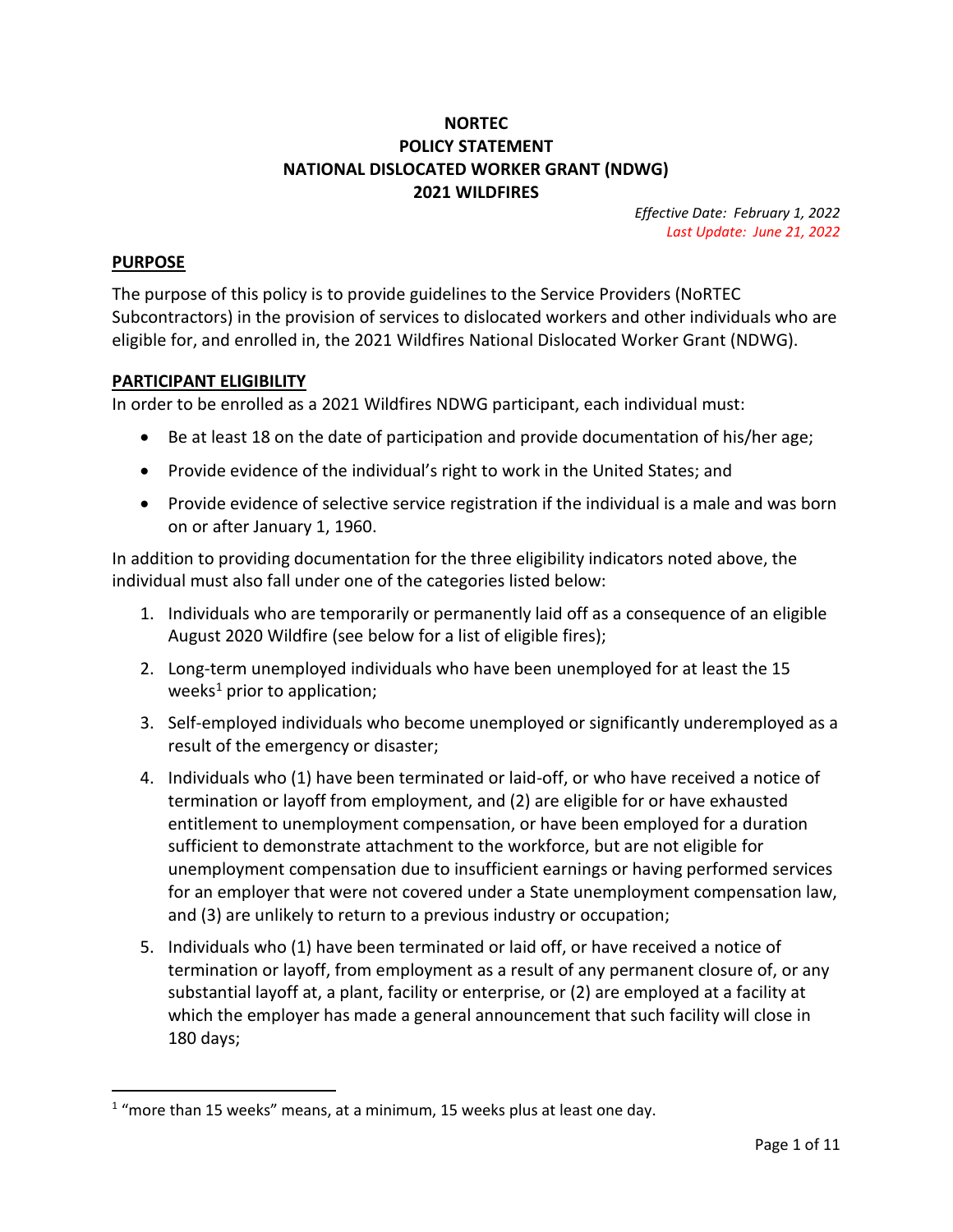**NORTEC**
**POLICY STATEMENT**
**NATIONAL DISLOCATED WORKER GRANT (NDWG)**
**2021 WILDFIRES**

*Effective Date: February 1, 2022*
*Last Update: June 21, 2022*

## PURPOSE

The purpose of this policy is to provide guidelines to the Service Providers (NoRTEC Subcontractors) in the provision of services to dislocated workers and other individuals who are eligible for, and enrolled in, the 2021 Wildfires National Dislocated Worker Grant (NDWG).

## PARTICIPANT ELIGIBILITY

In order to be enrolled as a 2021 Wildfires NDWG participant, each individual must:

- Be at least 18 on the date of participation and provide documentation of his/her age;
- Provide evidence of the individual's right to work in the United States; and
- Provide evidence of selective service registration if the individual is a male and was born on or after January 1, 1960.

In addition to providing documentation for the three eligibility indicators noted above, the individual must also fall under one of the categories listed below:

1. Individuals who are temporarily or permanently laid off as a consequence of an eligible August 2020 Wildfire (see below for a list of eligible fires);
2. Long-term unemployed individuals who have been unemployed for at least the 15 weeks[1] prior to application;
3. Self-employed individuals who become unemployed or significantly underemployed as a result of the emergency or disaster;
4. Individuals who (1) have been terminated or laid-off, or who have received a notice of termination or layoff from employment, and (2) are eligible for or have exhausted entitlement to unemployment compensation, or have been employed for a duration sufficient to demonstrate attachment to the workforce, but are not eligible for unemployment compensation due to insufficient earnings or having performed services for an employer that were not covered under a State unemployment compensation law, and (3) are unlikely to return to a previous industry or occupation;
5. Individuals who (1) have been terminated or laid off, or have received a notice of termination or layoff, from employment as a result of any permanent closure of, or any substantial layoff at, a plant, facility or enterprise, or (2) are employed at a facility at which the employer has made a general announcement that such facility will close in 180 days;

[1] "more than 15 weeks" means, at a minimum, 15 weeks plus at least one day.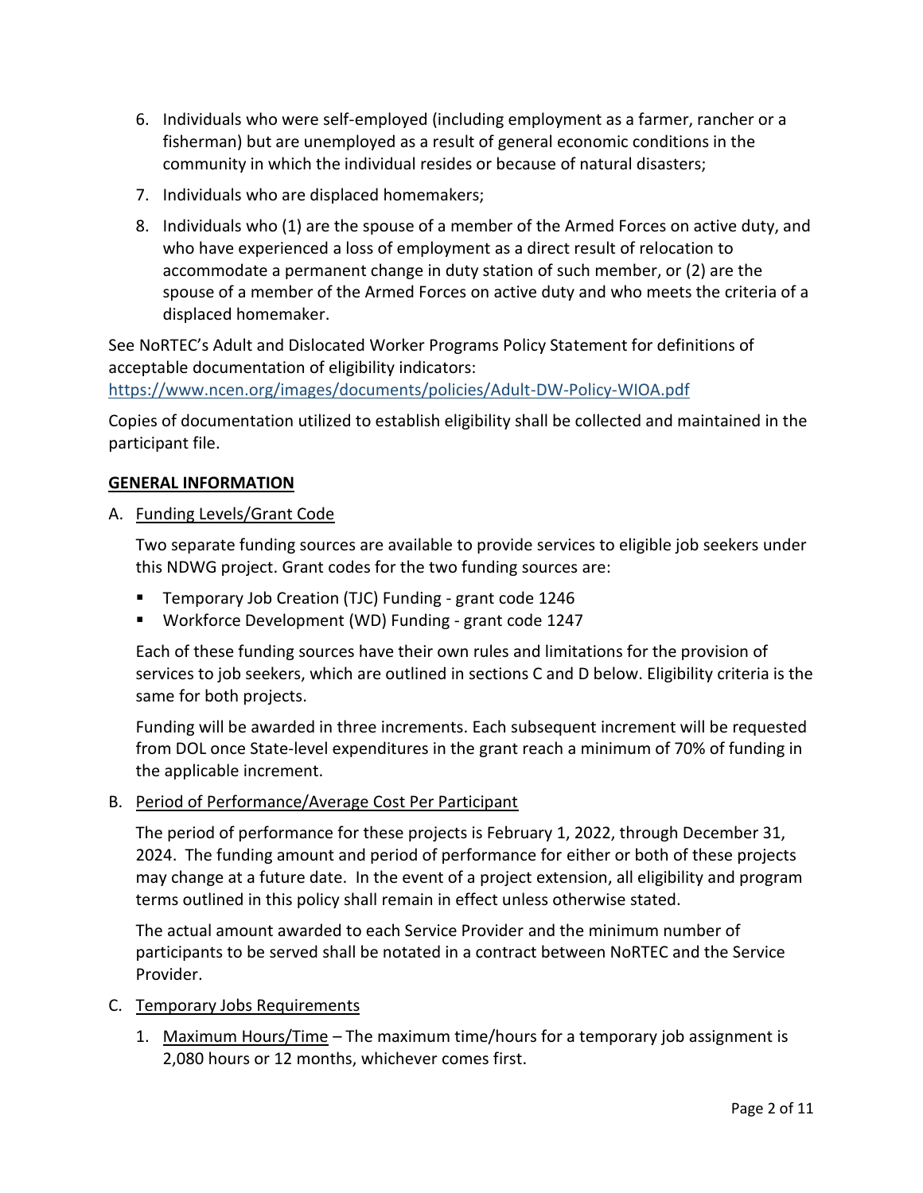6. Individuals who were self-employed (including employment as a farmer, rancher or a fisherman) but are unemployed as a result of general economic conditions in the community in which the individual resides or because of natural disasters;
7. Individuals who are displaced homemakers;
8. Individuals who (1) are the spouse of a member of the Armed Forces on active duty, and who have experienced a loss of employment as a direct result of relocation to accommodate a permanent change in duty station of such member, or (2) are the spouse of a member of the Armed Forces on active duty and who meets the criteria of a displaced homemaker.

See NoRTEC's Adult and Dislocated Worker Programs Policy Statement for definitions of acceptable documentation of eligibility indicators: https://www.ncen.org/images/documents/policies/Adult-DW-Policy-WIOA.pdf

Copies of documentation utilized to establish eligibility shall be collected and maintained in the participant file.

## GENERAL INFORMATION

A. Funding Levels/Grant Code

Two separate funding sources are available to provide services to eligible job seekers under this NDWG project. Grant codes for the two funding sources are:

- Temporary Job Creation (TJC) Funding - grant code 1246
- Workforce Development (WD) Funding - grant code 1247

Each of these funding sources have their own rules and limitations for the provision of services to job seekers, which are outlined in sections C and D below. Eligibility criteria is the same for both projects.

Funding will be awarded in three increments. Each subsequent increment will be requested from DOL once State-level expenditures in the grant reach a minimum of 70% of funding in the applicable increment.

B. Period of Performance/Average Cost Per Participant

The period of performance for these projects is February 1, 2022, through December 31, 2024. The funding amount and period of performance for either or both of these projects may change at a future date. In the event of a project extension, all eligibility and program terms outlined in this policy shall remain in effect unless otherwise stated.

The actual amount awarded to each Service Provider and the minimum number of participants to be served shall be notated in a contract between NoRTEC and the Service Provider.

C. Temporary Jobs Requirements

1. Maximum Hours/Time – The maximum time/hours for a temporary job assignment is 2,080 hours or 12 months, whichever comes first.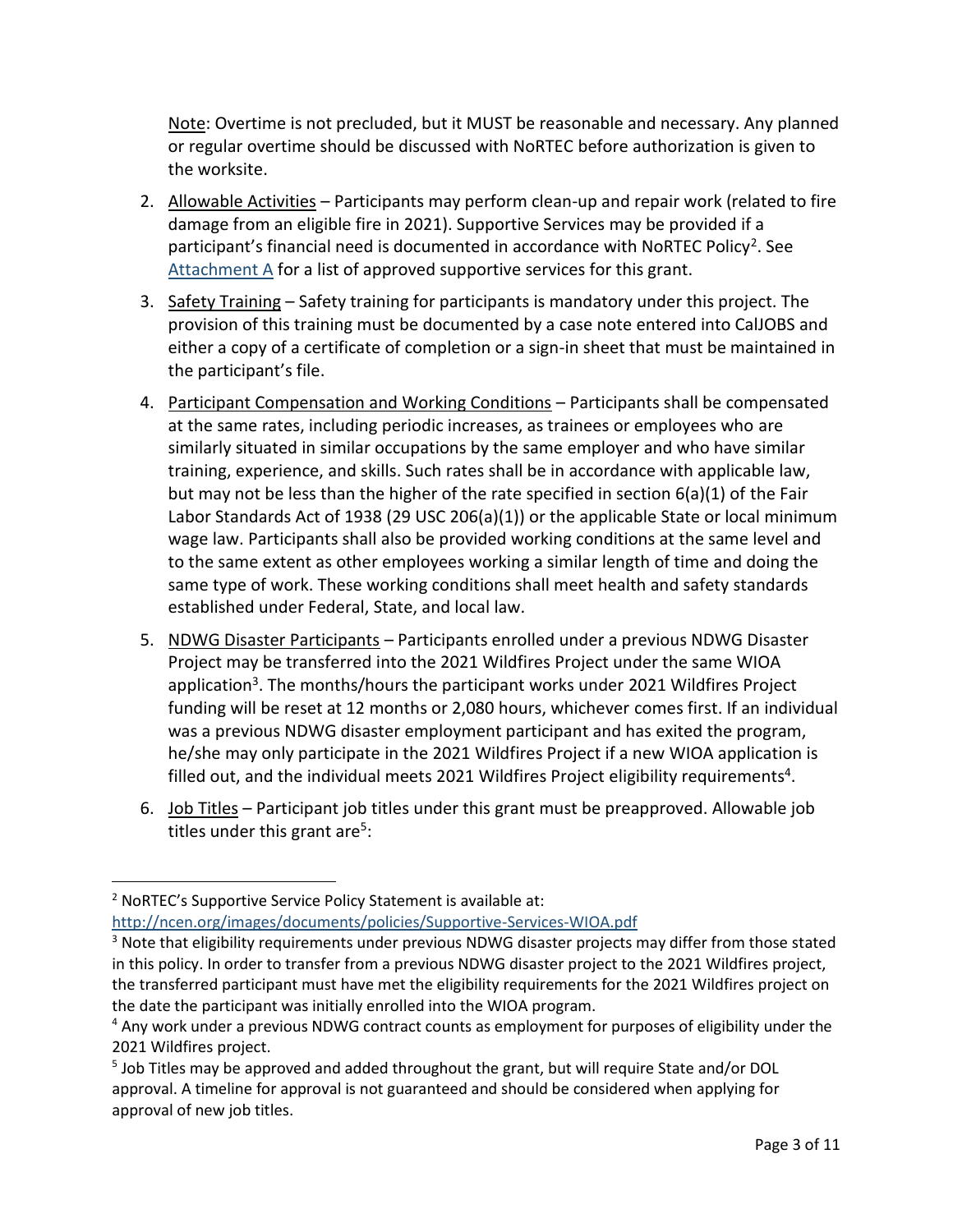Note: Overtime is not precluded, but it MUST be reasonable and necessary. Any planned or regular overtime should be discussed with NoRTEC before authorization is given to the worksite.

2. Allowable Activities – Participants may perform clean-up and repair work (related to fire damage from an eligible fire in 2021). Supportive Services may be provided if a participant's financial need is documented in accordance with NoRTEC Policy[2]. See Attachment A for a list of approved supportive services for this grant.

3. Safety Training – Safety training for participants is mandatory under this project. The provision of this training must be documented by a case note entered into CalJOBS and either a copy of a certificate of completion or a sign-in sheet that must be maintained in the participant's file.

4. Participant Compensation and Working Conditions – Participants shall be compensated at the same rates, including periodic increases, as trainees or employees who are similarly situated in similar occupations by the same employer and who have similar training, experience, and skills. Such rates shall be in accordance with applicable law, but may not be less than the higher of the rate specified in section 6(a)(1) of the Fair Labor Standards Act of 1938 (29 USC 206(a)(1)) or the applicable State or local minimum wage law. Participants shall also be provided working conditions at the same level and to the same extent as other employees working a similar length of time and doing the same type of work. These working conditions shall meet health and safety standards established under Federal, State, and local law.

5. NDWG Disaster Participants – Participants enrolled under a previous NDWG Disaster Project may be transferred into the 2021 Wildfires Project under the same WIOA application[3]. The months/hours the participant works under 2021 Wildfires Project funding will be reset at 12 months or 2,080 hours, whichever comes first. If an individual was a previous NDWG disaster employment participant and has exited the program, he/she may only participate in the 2021 Wildfires Project if a new WIOA application is filled out, and the individual meets 2021 Wildfires Project eligibility requirements[4].

6. Job Titles – Participant job titles under this grant must be preapproved. Allowable job titles under this grant are[5]:

---

[2] NoRTEC's Supportive Service Policy Statement is available at: http://ncen.org/images/documents/policies/Supportive-Services-WIOA.pdf

[3] Note that eligibility requirements under previous NDWG disaster projects may differ from those stated in this policy. In order to transfer from a previous NDWG disaster project to the 2021 Wildfires project, the transferred participant must have met the eligibility requirements for the 2021 Wildfires project on the date the participant was initially enrolled into the WIOA program.

[4] Any work under a previous NDWG contract counts as employment for purposes of eligibility under the 2021 Wildfires project.

[5] Job Titles may be approved and added throughout the grant, but will require State and/or DOL approval. A timeline for approval is not guaranteed and should be considered when applying for approval of new job titles.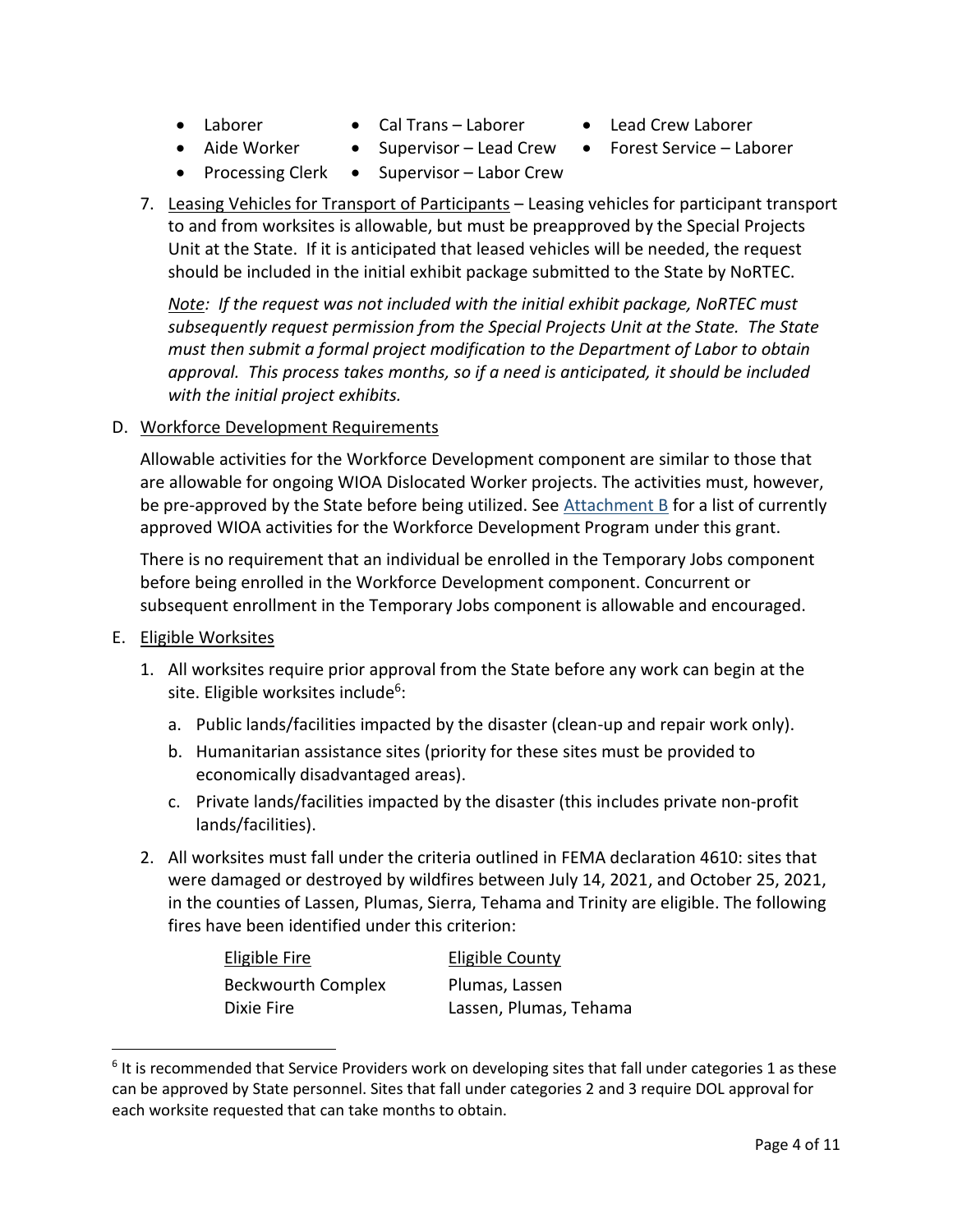- Laborer
- Aide Worker
- Processing Clerk
- Cal Trans – Laborer
- Supervisor – Lead Crew
- Supervisor – Labor Crew
- Lead Crew Laborer
- Forest Service – Laborer

7. Leasing Vehicles for Transport of Participants – Leasing vehicles for participant transport to and from worksites is allowable, but must be preapproved by the Special Projects Unit at the State. If it is anticipated that leased vehicles will be needed, the request should be included in the initial exhibit package submitted to the State by NoRTEC.

   *Note: If the request was not included with the initial exhibit package, NoRTEC must subsequently request permission from the Special Projects Unit at the State. The State must then submit a formal project modification to the Department of Labor to obtain approval. This process takes months, so if a need is anticipated, it should be included with the initial project exhibits.*

D. Workforce Development Requirements

Allowable activities for the Workforce Development component are similar to those that are allowable for ongoing WIOA Dislocated Worker projects. The activities must, however, be pre-approved by the State before being utilized. See Attachment B for a list of currently approved WIOA activities for the Workforce Development Program under this grant.

There is no requirement that an individual be enrolled in the Temporary Jobs component before being enrolled in the Workforce Development component. Concurrent or subsequent enrollment in the Temporary Jobs component is allowable and encouraged.

E. Eligible Worksites

1. All worksites require prior approval from the State before any work can begin at the site. Eligible worksites include[6]:
   a. Public lands/facilities impacted by the disaster (clean-up and repair work only).
   b. Humanitarian assistance sites (priority for these sites must be provided to economically disadvantaged areas).
   c. Private lands/facilities impacted by the disaster (this includes private non-profit lands/facilities).
2. All worksites must fall under the criteria outlined in FEMA declaration 4610: sites that were damaged or destroyed by wildfires between July 14, 2021, and October 25, 2021, in the counties of Lassen, Plumas, Sierra, Tehama and Trinity are eligible. The following fires have been identified under this criterion:

| Eligible Fire | Eligible County |
|---|---|
| Beckwourth Complex | Plumas, Lassen |
| Dixie Fire | Lassen, Plumas, Tehama |

[6] It is recommended that Service Providers work on developing sites that fall under categories 1 as these can be approved by State personnel. Sites that fall under categories 2 and 3 require DOL approval for each worksite requested that can take months to obtain.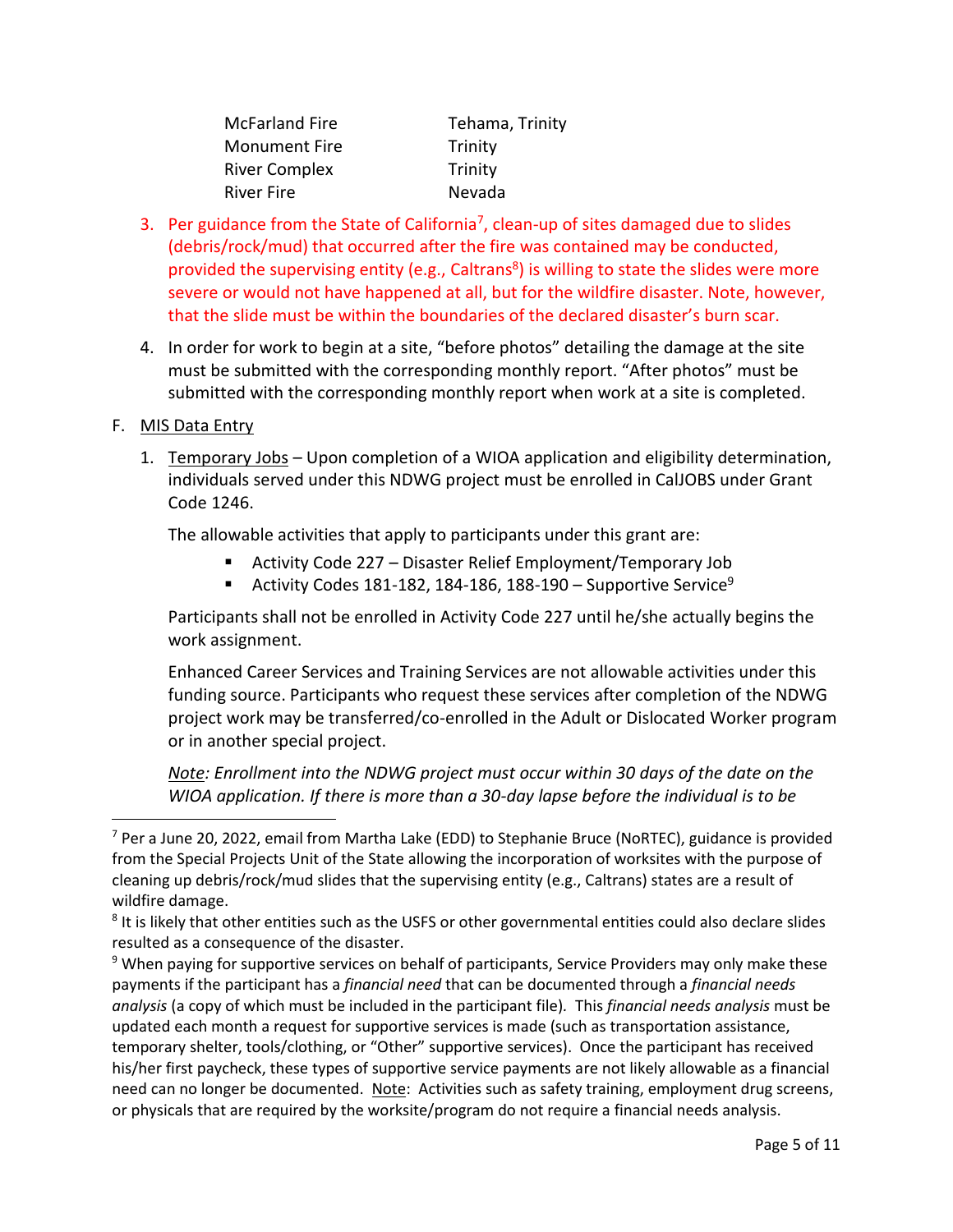| | |
|---|---|
| McFarland Fire | Tehama, Trinity |
| Monument Fire | Trinity |
| River Complex | Trinity |
| River Fire | Nevada |

3. Per guidance from the State of California[7], clean-up of sites damaged due to slides (debris/rock/mud) that occurred after the fire was contained may be conducted, provided the supervising entity (e.g., Caltrans[8]) is willing to state the slides were more severe or would not have happened at all, but for the wildfire disaster. Note, however, that the slide must be within the boundaries of the declared disaster's burn scar.

4. In order for work to begin at a site, "before photos" detailing the damage at the site must be submitted with the corresponding monthly report. "After photos" must be submitted with the corresponding monthly report when work at a site is completed.

F. MIS Data Entry

1. Temporary Jobs – Upon completion of a WIOA application and eligibility determination, individuals served under this NDWG project must be enrolled in CalJOBS under Grant Code 1246.

   The allowable activities that apply to participants under this grant are:

   - Activity Code 227 – Disaster Relief Employment/Temporary Job
   - Activity Codes 181-182, 184-186, 188-190 – Supportive Service[9]

   Participants shall not be enrolled in Activity Code 227 until he/she actually begins the work assignment.

   Enhanced Career Services and Training Services are not allowable activities under this funding source. Participants who request these services after completion of the NDWG project work may be transferred/co-enrolled in the Adult or Dislocated Worker program or in another special project.

   *Note: Enrollment into the NDWG project must occur within 30 days of the date on the WIOA application. If there is more than a 30-day lapse before the individual is to be*

---

[7] Per a June 20, 2022, email from Martha Lake (EDD) to Stephanie Bruce (NoRTEC), guidance is provided from the Special Projects Unit of the State allowing the incorporation of worksites with the purpose of cleaning up debris/rock/mud slides that the supervising entity (e.g., Caltrans) states are a result of wildfire damage.

[8] It is likely that other entities such as the USFS or other governmental entities could also declare slides resulted as a consequence of the disaster.

[9] When paying for supportive services on behalf of participants, Service Providers may only make these payments if the participant has a *financial need* that can be documented through a *financial needs analysis* (a copy of which must be included in the participant file). This *financial needs analysis* must be updated each month a request for supportive services is made (such as transportation assistance, temporary shelter, tools/clothing, or "Other" supportive services). Once the participant has received his/her first paycheck, these types of supportive service payments are not likely allowable as a financial need can no longer be documented. Note: Activities such as safety training, employment drug screens, or physicals that are required by the worksite/program do not require a financial needs analysis.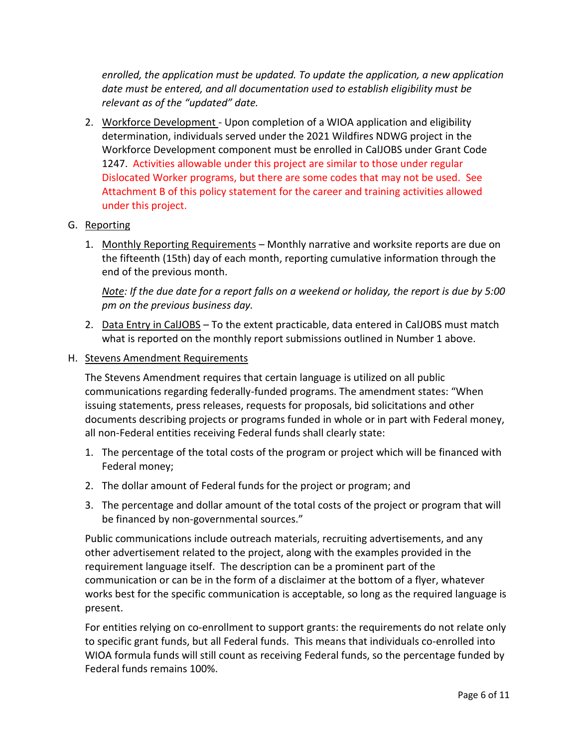*enrolled, the application must be updated. To update the application, a new application date must be entered, and all documentation used to establish eligibility must be relevant as of the "updated" date.*

2. Workforce Development - Upon completion of a WIOA application and eligibility determination, individuals served under the 2021 Wildfires NDWG project in the Workforce Development component must be enrolled in CalJOBS under Grant Code 1247. Activities allowable under this project are similar to those under regular Dislocated Worker programs, but there are some codes that may not be used. See Attachment B of this policy statement for the career and training activities allowed under this project.

G. Reporting

1. Monthly Reporting Requirements – Monthly narrative and worksite reports are due on the fifteenth (15th) day of each month, reporting cumulative information through the end of the previous month.

   *Note: If the due date for a report falls on a weekend or holiday, the report is due by 5:00 pm on the previous business day.*

2. Data Entry in CalJOBS – To the extent practicable, data entered in CalJOBS must match what is reported on the monthly report submissions outlined in Number 1 above.

H. Stevens Amendment Requirements

The Stevens Amendment requires that certain language is utilized on all public communications regarding federally-funded programs. The amendment states: "When issuing statements, press releases, requests for proposals, bid solicitations and other documents describing projects or programs funded in whole or in part with Federal money, all non-Federal entities receiving Federal funds shall clearly state:

1. The percentage of the total costs of the program or project which will be financed with Federal money;
2. The dollar amount of Federal funds for the project or program; and
3. The percentage and dollar amount of the total costs of the project or program that will be financed by non-governmental sources."

Public communications include outreach materials, recruiting advertisements, and any other advertisement related to the project, along with the examples provided in the requirement language itself. The description can be a prominent part of the communication or can be in the form of a disclaimer at the bottom of a flyer, whatever works best for the specific communication is acceptable, so long as the required language is present.

For entities relying on co-enrollment to support grants: the requirements do not relate only to specific grant funds, but all Federal funds. This means that individuals co-enrolled into WIOA formula funds will still count as receiving Federal funds, so the percentage funded by Federal funds remains 100%.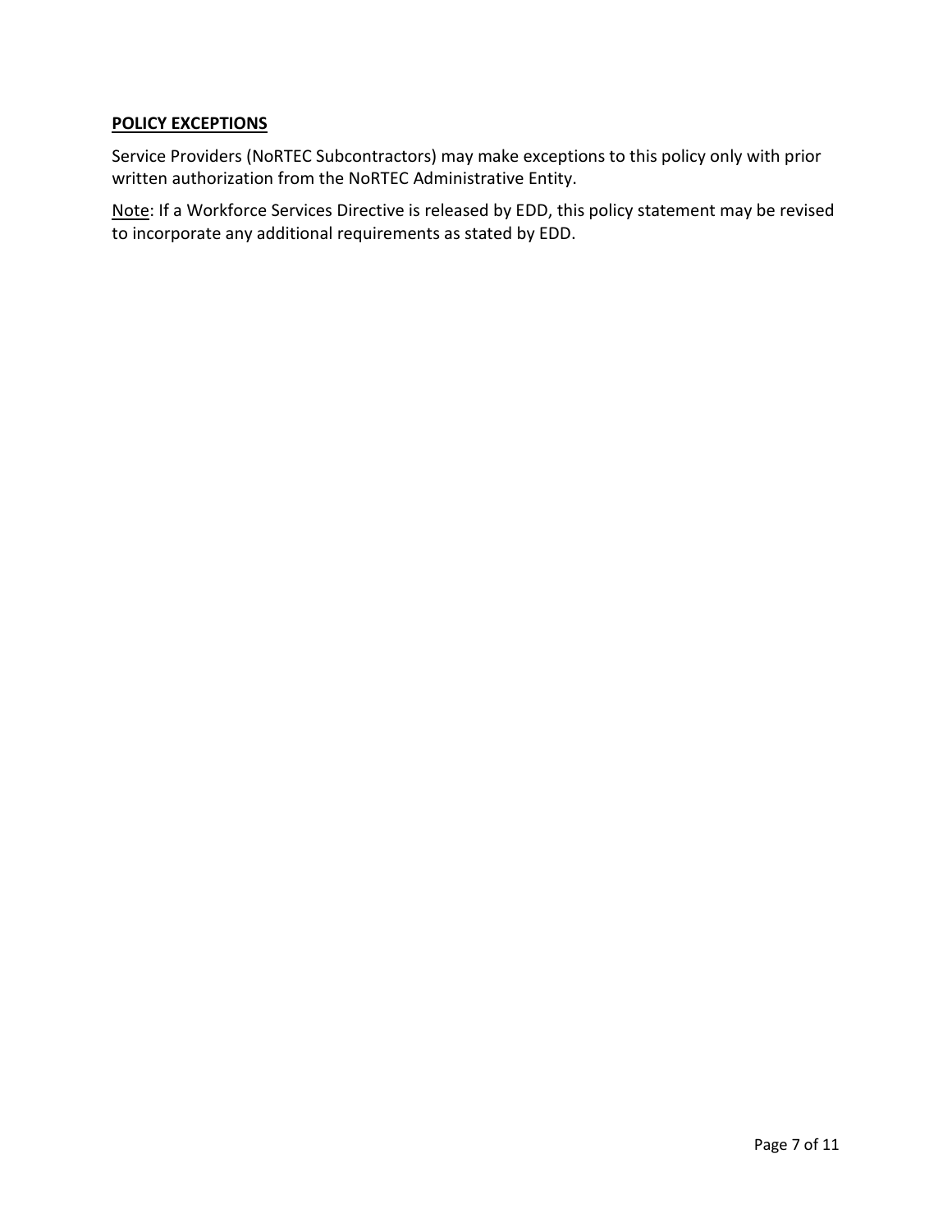## POLICY EXCEPTIONS

Service Providers (NoRTEC Subcontractors) may make exceptions to this policy only with prior written authorization from the NoRTEC Administrative Entity.

Note: If a Workforce Services Directive is released by EDD, this policy statement may be revised to incorporate any additional requirements as stated by EDD.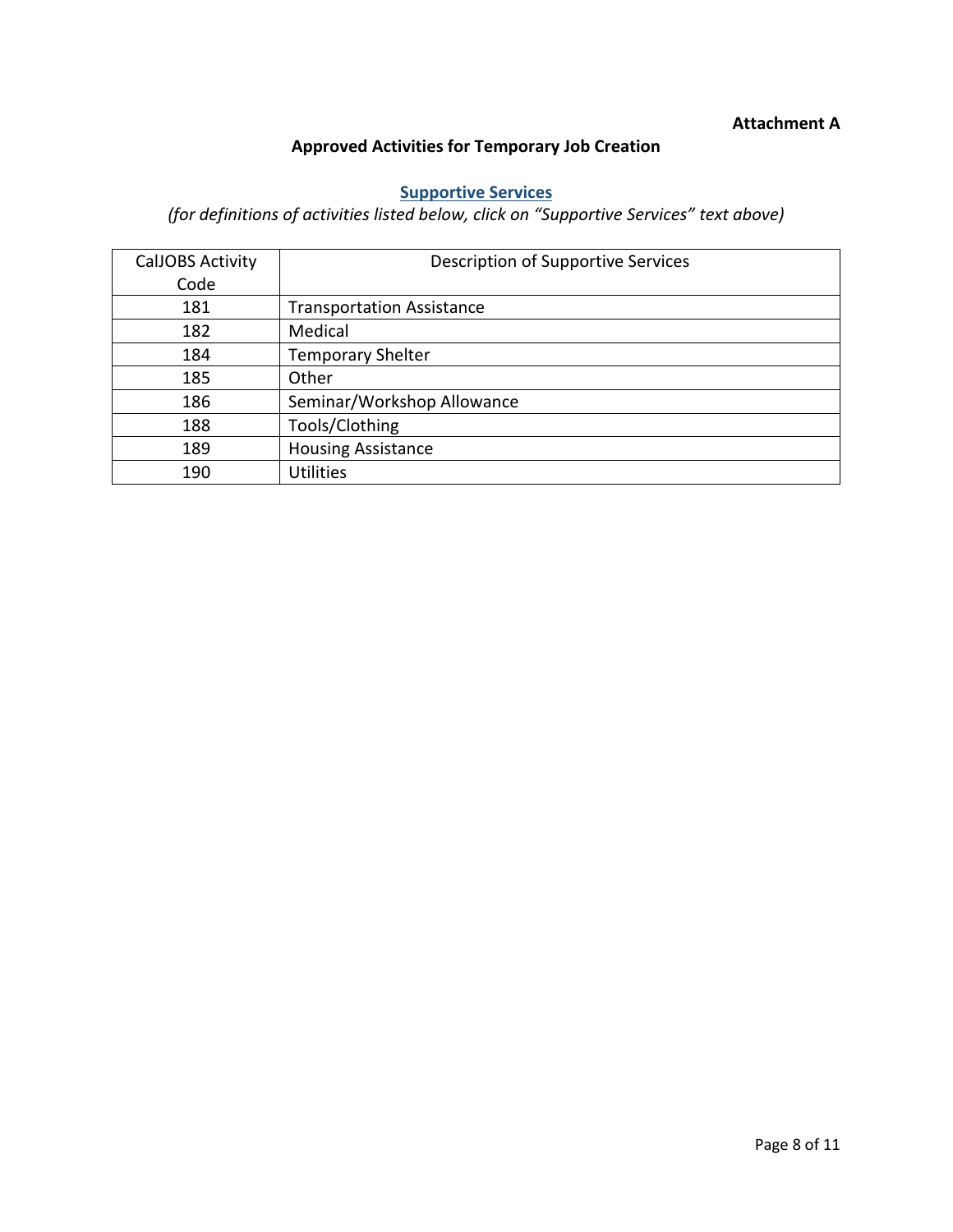**Attachment A**

## Approved Activities for Temporary Job Creation

### Supportive Services

*(for definitions of activities listed below, click on "Supportive Services" text above)*

| CalJOBS Activity Code | Description of Supportive Services |
|---|---|
| 181 | Transportation Assistance |
| 182 | Medical |
| 184 | Temporary Shelter |
| 185 | Other |
| 186 | Seminar/Workshop Allowance |
| 188 | Tools/Clothing |
| 189 | Housing Assistance |
| 190 | Utilities |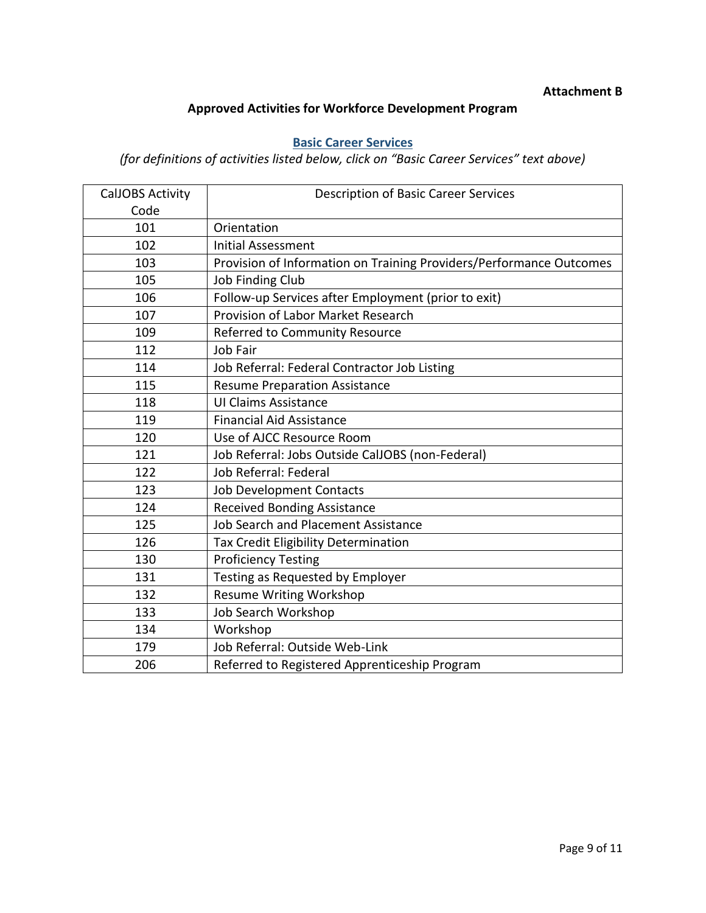**Attachment B**

## Approved Activities for Workforce Development Program

### Basic Career Services

*(for definitions of activities listed below, click on "Basic Career Services" text above)*

| CalJOBS Activity Code | Description of Basic Career Services |
|---|---|
| 101 | Orientation |
| 102 | Initial Assessment |
| 103 | Provision of Information on Training Providers/Performance Outcomes |
| 105 | Job Finding Club |
| 106 | Follow-up Services after Employment (prior to exit) |
| 107 | Provision of Labor Market Research |
| 109 | Referred to Community Resource |
| 112 | Job Fair |
| 114 | Job Referral: Federal Contractor Job Listing |
| 115 | Resume Preparation Assistance |
| 118 | UI Claims Assistance |
| 119 | Financial Aid Assistance |
| 120 | Use of AJCC Resource Room |
| 121 | Job Referral: Jobs Outside CalJOBS (non-Federal) |
| 122 | Job Referral: Federal |
| 123 | Job Development Contacts |
| 124 | Received Bonding Assistance |
| 125 | Job Search and Placement Assistance |
| 126 | Tax Credit Eligibility Determination |
| 130 | Proficiency Testing |
| 131 | Testing as Requested by Employer |
| 132 | Resume Writing Workshop |
| 133 | Job Search Workshop |
| 134 | Workshop |
| 179 | Job Referral: Outside Web-Link |
| 206 | Referred to Registered Apprenticeship Program |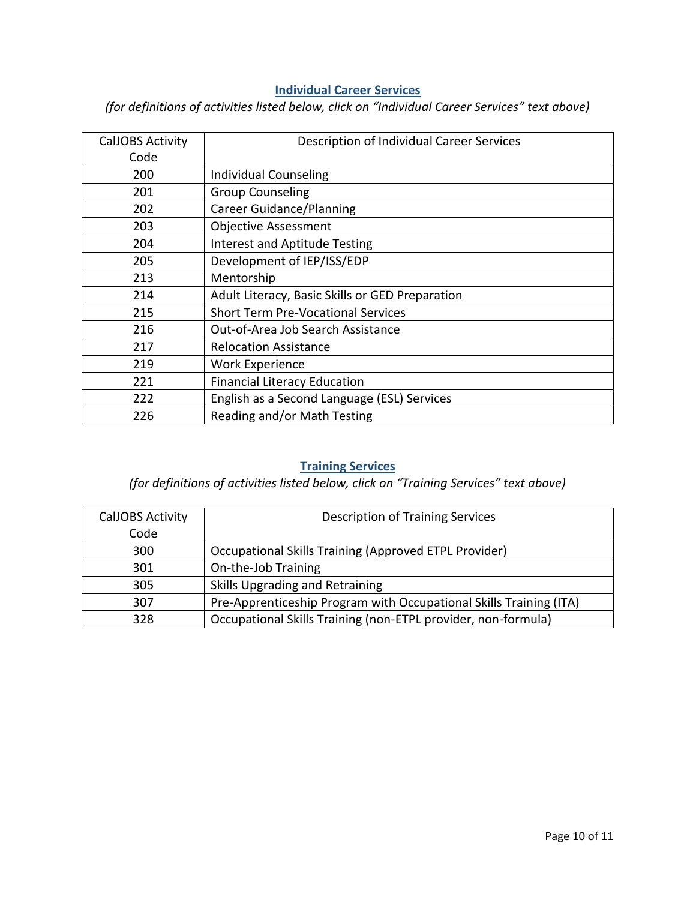## Individual Career Services

*(for definitions of activities listed below, click on "Individual Career Services" text above)*

| CalJOBS Activity Code | Description of Individual Career Services |
|---|---|
| 200 | Individual Counseling |
| 201 | Group Counseling |
| 202 | Career Guidance/Planning |
| 203 | Objective Assessment |
| 204 | Interest and Aptitude Testing |
| 205 | Development of IEP/ISS/EDP |
| 213 | Mentorship |
| 214 | Adult Literacy, Basic Skills or GED Preparation |
| 215 | Short Term Pre-Vocational Services |
| 216 | Out-of-Area Job Search Assistance |
| 217 | Relocation Assistance |
| 219 | Work Experience |
| 221 | Financial Literacy Education |
| 222 | English as a Second Language (ESL) Services |
| 226 | Reading and/or Math Testing |

## Training Services

*(for definitions of activities listed below, click on "Training Services" text above)*

| CalJOBS Activity Code | Description of Training Services |
|---|---|
| 300 | Occupational Skills Training (Approved ETPL Provider) |
| 301 | On-the-Job Training |
| 305 | Skills Upgrading and Retraining |
| 307 | Pre-Apprenticeship Program with Occupational Skills Training (ITA) |
| 328 | Occupational Skills Training (non-ETPL provider, non-formula) |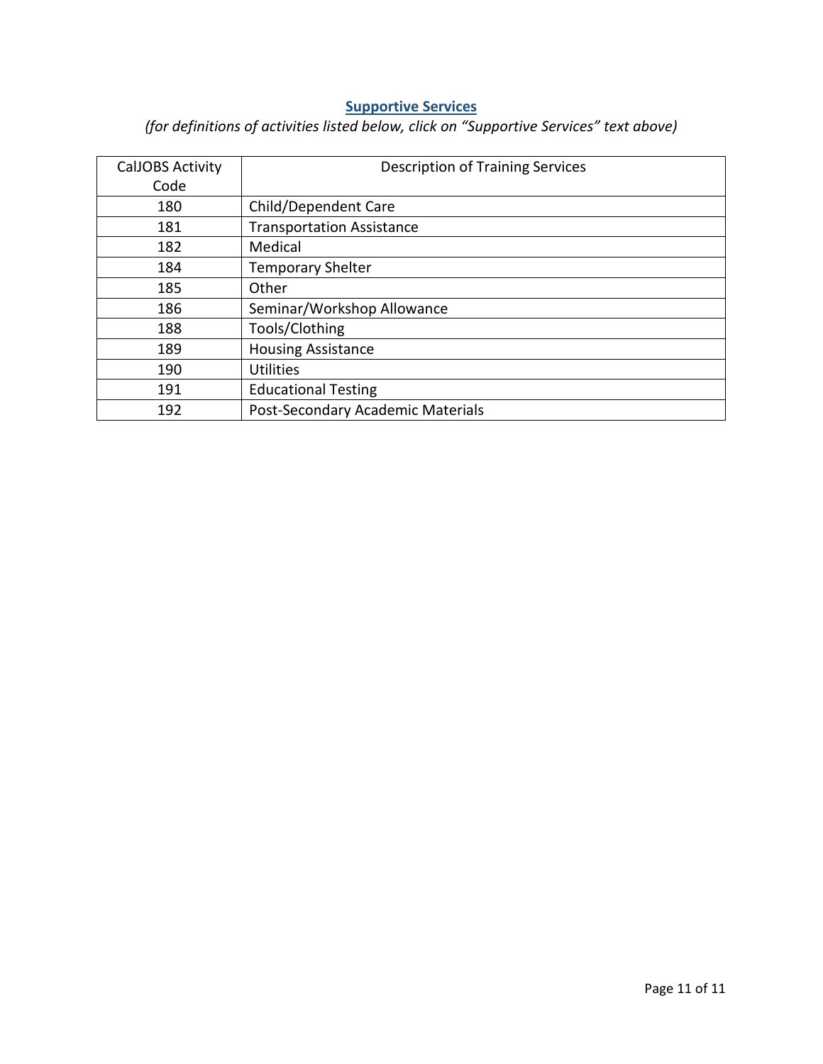## Supportive Services

*(for definitions of activities listed below, click on "Supportive Services" text above)*

| CalJOBS Activity Code | Description of Training Services |
|---|---|
| 180 | Child/Dependent Care |
| 181 | Transportation Assistance |
| 182 | Medical |
| 184 | Temporary Shelter |
| 185 | Other |
| 186 | Seminar/Workshop Allowance |
| 188 | Tools/Clothing |
| 189 | Housing Assistance |
| 190 | Utilities |
| 191 | Educational Testing |
| 192 | Post-Secondary Academic Materials |